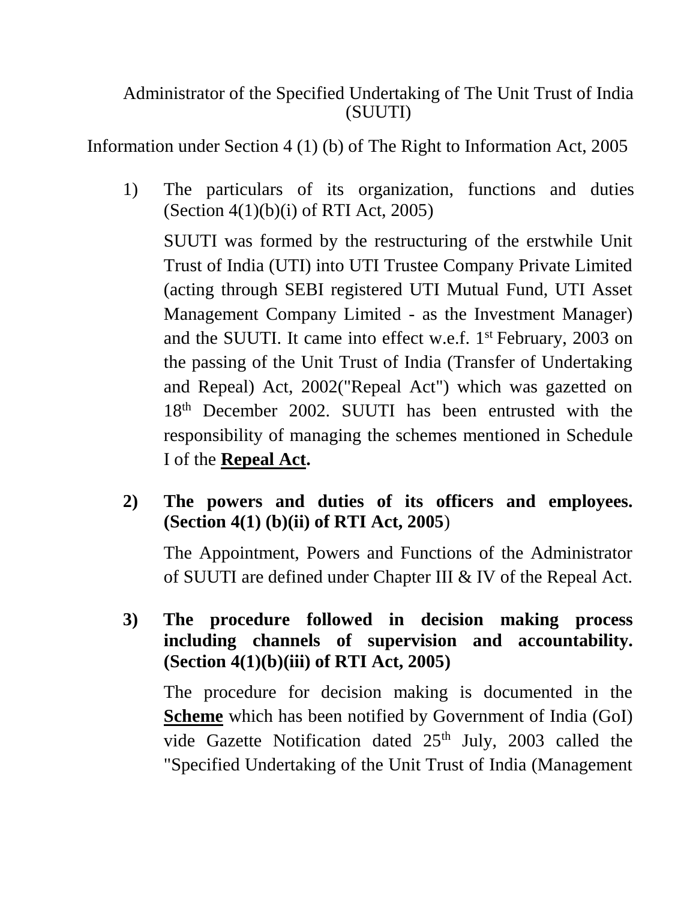Administrator of the Specified Undertaking of The Unit Trust of India (SUUTI)

Information under Section 4 (1) (b) of The Right to Information Act, 2005

1) The particulars of its organization, functions and duties (Section 4(1)(b)(i) of RTI Act, 2005)

   SUUTI was formed by the restructuring of the erstwhile Unit Trust of India (UTI) into UTI Trustee Company Private Limited (acting through SEBI registered UTI Mutual Fund, UTI Asset Management Company Limited - as the Investment Manager) and the SUUTI. It came into effect w.e.f. 1st February, 2003 on the passing of the Unit Trust of India (Transfer of Undertaking and Repeal) Act, 2002("Repeal Act") which was gazetted on 18th December 2002. SUUTI has been entrusted with the responsibility of managing the schemes mentioned in Schedule I of the **Repeal Act.**

2) **The powers and duties of its officers and employees. (Section 4(1) (b)(ii) of RTI Act, 2005**)

   The Appointment, Powers and Functions of the Administrator of SUUTI are defined under Chapter III & IV of the Repeal Act.

3) **The procedure followed in decision making process including channels of supervision and accountability. (Section 4(1)(b)(iii) of RTI Act, 2005)**

   The procedure for decision making is documented in the **Scheme** which has been notified by Government of India (GoI) vide Gazette Notification dated 25th July, 2003 called the "Specified Undertaking of the Unit Trust of India (Management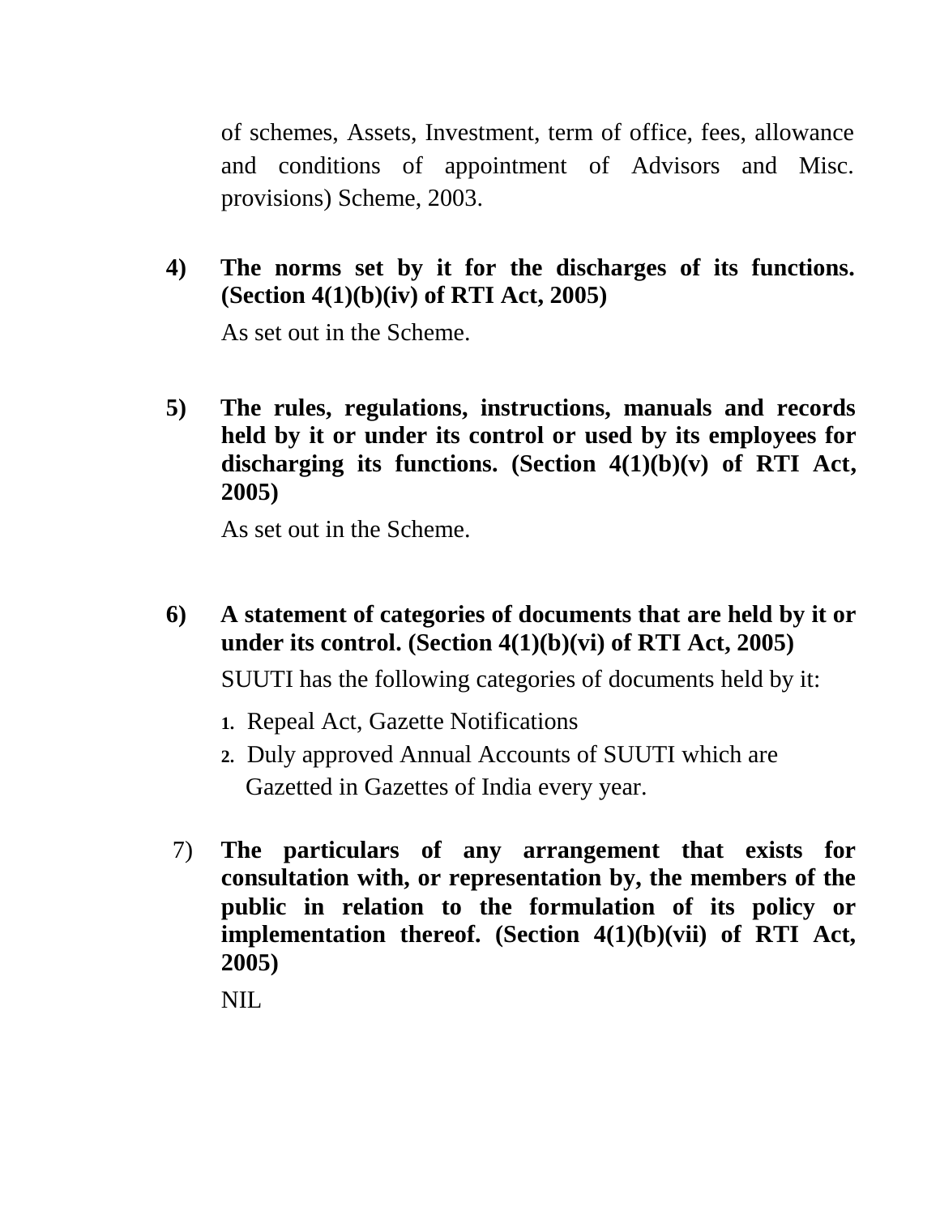of schemes, Assets, Investment, term of office, fees, allowance and conditions of appointment of Advisors and Misc. provisions) Scheme, 2003.

**4) The norms set by it for the discharges of its functions. (Section 4(1)(b)(iv) of RTI Act, 2005)**

As set out in the Scheme.

**5) The rules, regulations, instructions, manuals and records held by it or under its control or used by its employees for discharging its functions. (Section 4(1)(b)(v) of RTI Act, 2005)**

As set out in the Scheme.

**6) A statement of categories of documents that are held by it or under its control. (Section 4(1)(b)(vi) of RTI Act, 2005)**

SUUTI has the following categories of documents held by it:

1. Repeal Act, Gazette Notifications
2. Duly approved Annual Accounts of SUUTI which are Gazetted in Gazettes of India every year.

7) **The particulars of any arrangement that exists for consultation with, or representation by, the members of the public in relation to the formulation of its policy or implementation thereof. (Section 4(1)(b)(vii) of RTI Act, 2005)**

NIL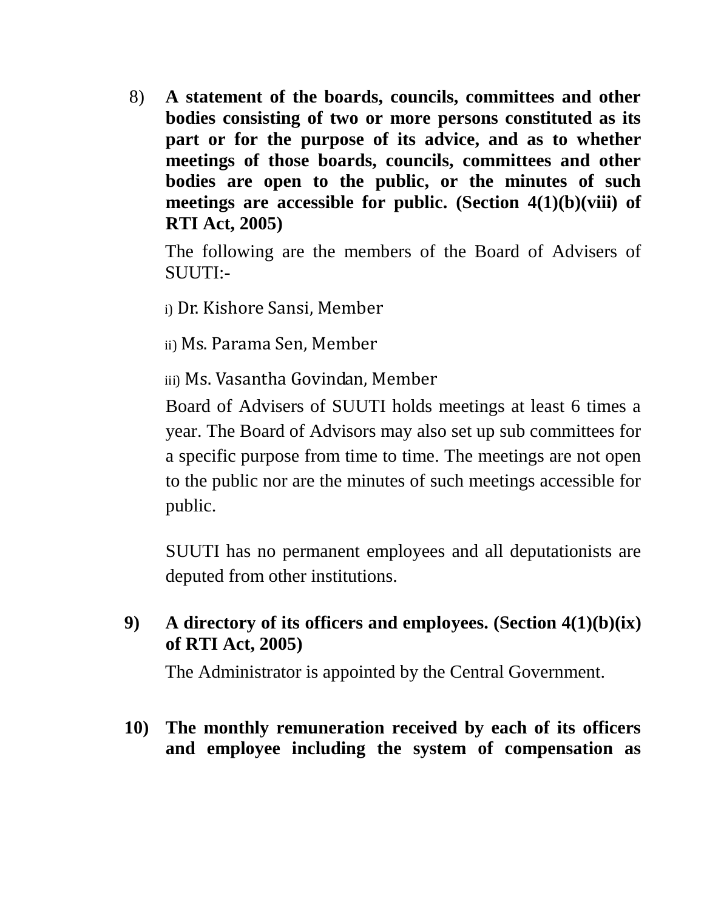8) **A statement of the boards, councils, committees and other bodies consisting of two or more persons constituted as its part or for the purpose of its advice, and as to whether meetings of those boards, councils, committees and other bodies are open to the public, or the minutes of such meetings are accessible for public. (Section 4(1)(b)(viii) of RTI Act, 2005)**

The following are the members of the Board of Advisers of SUUTI:-

i) Dr. Kishore Sansi, Member

ii) Ms. Parama Sen, Member

iii) Ms. Vasantha Govindan, Member

Board of Advisers of SUUTI holds meetings at least 6 times a year. The Board of Advisors may also set up sub committees for a specific purpose from time to time. The meetings are not open to the public nor are the minutes of such meetings accessible for public.

SUUTI has no permanent employees and all deputationists are deputed from other institutions.

**9) A directory of its officers and employees. (Section 4(1)(b)(ix) of RTI Act, 2005)**

The Administrator is appointed by the Central Government.

**10) The monthly remuneration received by each of its officers and employee including the system of compensation as**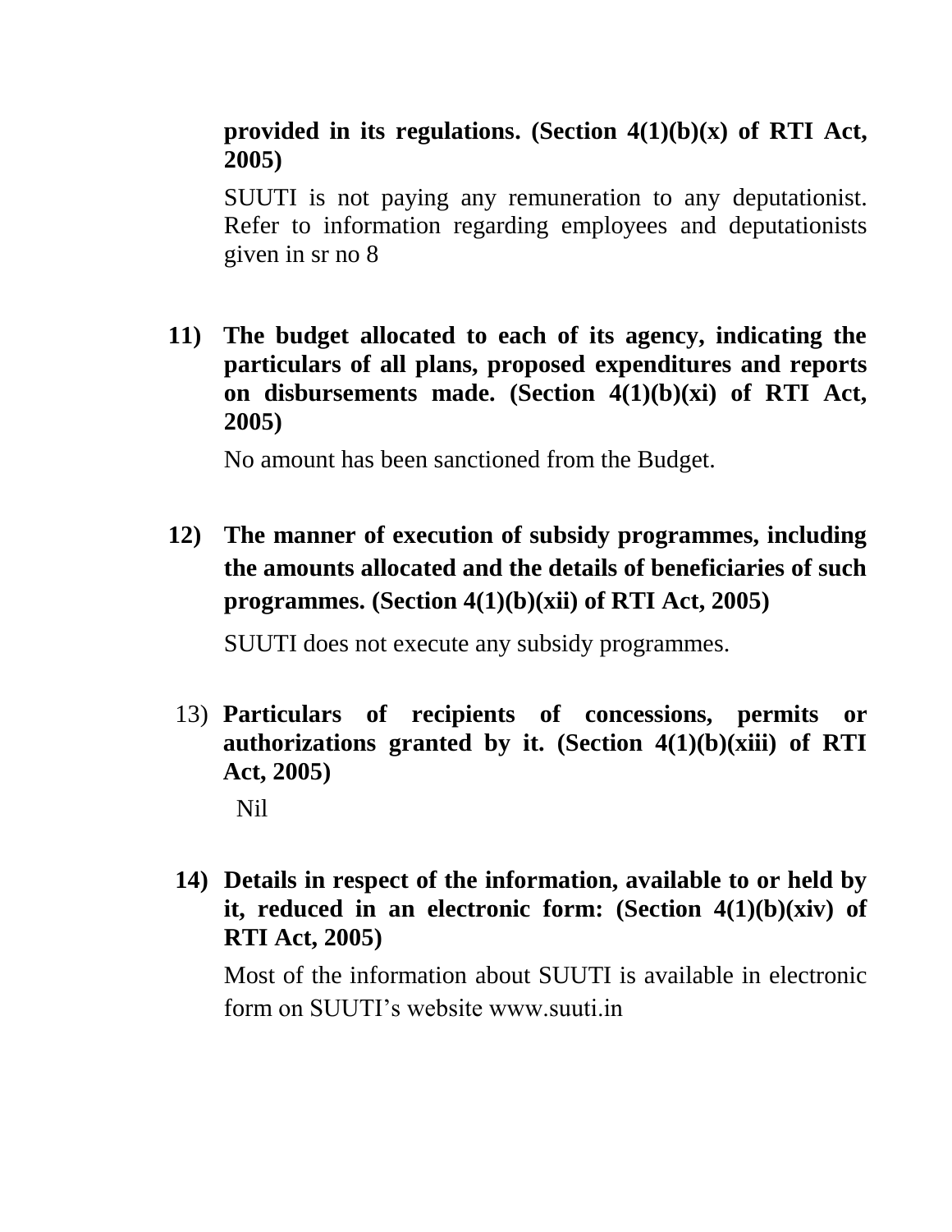**provided in its regulations. (Section 4(1)(b)(x) of RTI Act, 2005)**

SUUTI is not paying any remuneration to any deputationist. Refer to information regarding employees and deputationists given in sr no 8

**11) The budget allocated to each of its agency, indicating the particulars of all plans, proposed expenditures and reports on disbursements made. (Section 4(1)(b)(xi) of RTI Act, 2005)**

No amount has been sanctioned from the Budget.

**12) The manner of execution of subsidy programmes, including the amounts allocated and the details of beneficiaries of such programmes. (Section 4(1)(b)(xii) of RTI Act, 2005)**

SUUTI does not execute any subsidy programmes.

13) **Particulars of recipients of concessions, permits or authorizations granted by it. (Section 4(1)(b)(xiii) of RTI Act, 2005)**

Nil

**14) Details in respect of the information, available to or held by it, reduced in an electronic form: (Section 4(1)(b)(xiv) of RTI Act, 2005)**

Most of the information about SUUTI is available in electronic form on SUUTI's website www.suuti.in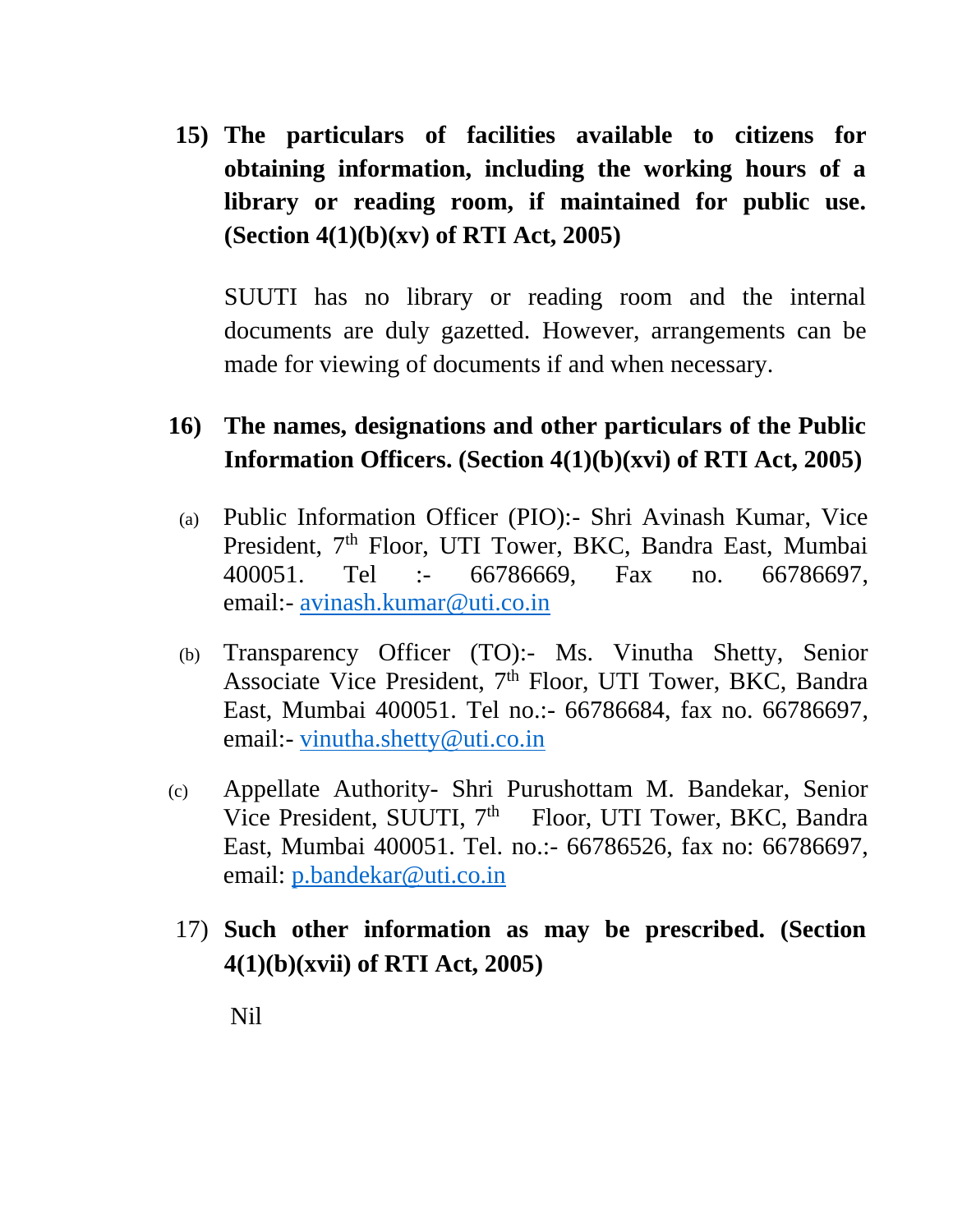15) **The particulars of facilities available to citizens for obtaining information, including the working hours of a library or reading room, if maintained for public use. (Section 4(1)(b)(xv) of RTI Act, 2005)**

SUUTI has no library or reading room and the internal documents are duly gazetted. However, arrangements can be made for viewing of documents if and when necessary.

16) **The names, designations and other particulars of the Public Information Officers. (Section 4(1)(b)(xvi) of RTI Act, 2005)**

(a) Public Information Officer (PIO):- Shri Avinash Kumar, Vice President, 7th Floor, UTI Tower, BKC, Bandra East, Mumbai 400051. Tel :- 66786669, Fax no. 66786697, email:- avinash.kumar@uti.co.in

(b) Transparency Officer (TO):- Ms. Vinutha Shetty, Senior Associate Vice President, 7th Floor, UTI Tower, BKC, Bandra East, Mumbai 400051. Tel no.:- 66786684, fax no. 66786697, email:- vinutha.shetty@uti.co.in

(c) Appellate Authority- Shri Purushottam M. Bandekar, Senior Vice President, SUUTI, 7th Floor, UTI Tower, BKC, Bandra East, Mumbai 400051. Tel. no.:- 66786526, fax no: 66786697, email: p.bandekar@uti.co.in

17) **Such other information as may be prescribed. (Section 4(1)(b)(xvii) of RTI Act, 2005)**

Nil